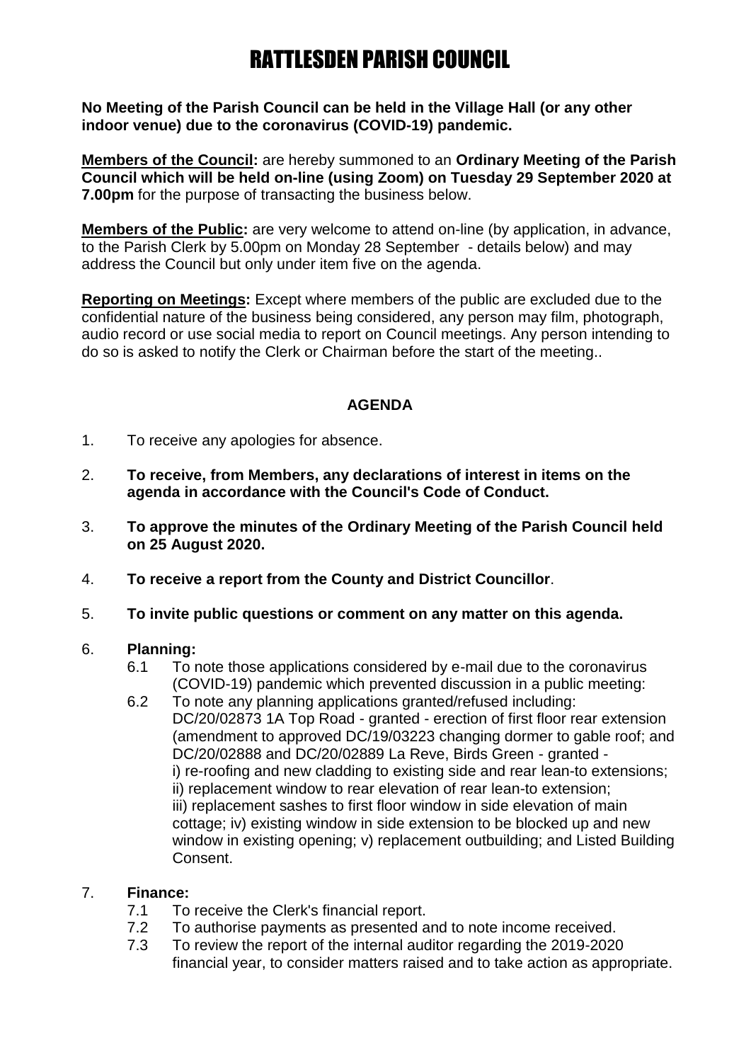# RATTLESDEN PARISH COUNCIL

**No Meeting of the Parish Council can be held in the Village Hall (or any other indoor venue) due to the coronavirus (COVID-19) pandemic.**

**Members of the Council:** are hereby summoned to an **Ordinary Meeting of the Parish Council which will be held on-line (using Zoom) on Tuesday 29 September 2020 at 7.00pm** for the purpose of transacting the business below.

**Members of the Public:** are very welcome to attend on-line (by application, in advance, to the Parish Clerk by 5.00pm on Monday 28 September - details below) and may address the Council but only under item five on the agenda.

**Reporting on Meetings:** Except where members of the public are excluded due to the confidential nature of the business being considered, any person may film, photograph, audio record or use social media to report on Council meetings. Any person intending to do so is asked to notify the Clerk or Chairman before the start of the meeting..

## AGENDA

1. To receive any apologies for absence.
2. **To receive, from Members, any declarations of interest in items on the agenda in accordance with the Council's Code of Conduct.**
3. **To approve the minutes of the Ordinary Meeting of the Parish Council held on 25 August 2020.**
4. **To receive a report from the County and District Councillor**.
5. **To invite public questions or comment on any matter on this agenda.**
6. **Planning:**
   - 6.1 To note those applications considered by e-mail due to the coronavirus (COVID-19) pandemic which prevented discussion in a public meeting:
   - 6.2 To note any planning applications granted/refused including: DC/20/02873 1A Top Road - granted - erection of first floor rear extension (amendment to approved DC/19/03223 changing dormer to gable roof; and DC/20/02888 and DC/20/02889 La Reve, Birds Green - granted - i) re-roofing and new cladding to existing side and rear lean-to extensions; ii) replacement window to rear elevation of rear lean-to extension; iii) replacement sashes to first floor window in side elevation of main cottage; iv) existing window in side extension to be blocked up and new window in existing opening; v) replacement outbuilding; and Listed Building Consent.
7. **Finance:**
   - 7.1 To receive the Clerk's financial report.
   - 7.2 To authorise payments as presented and to note income received.
   - 7.3 To review the report of the internal auditor regarding the 2019-2020 financial year, to consider matters raised and to take action as appropriate.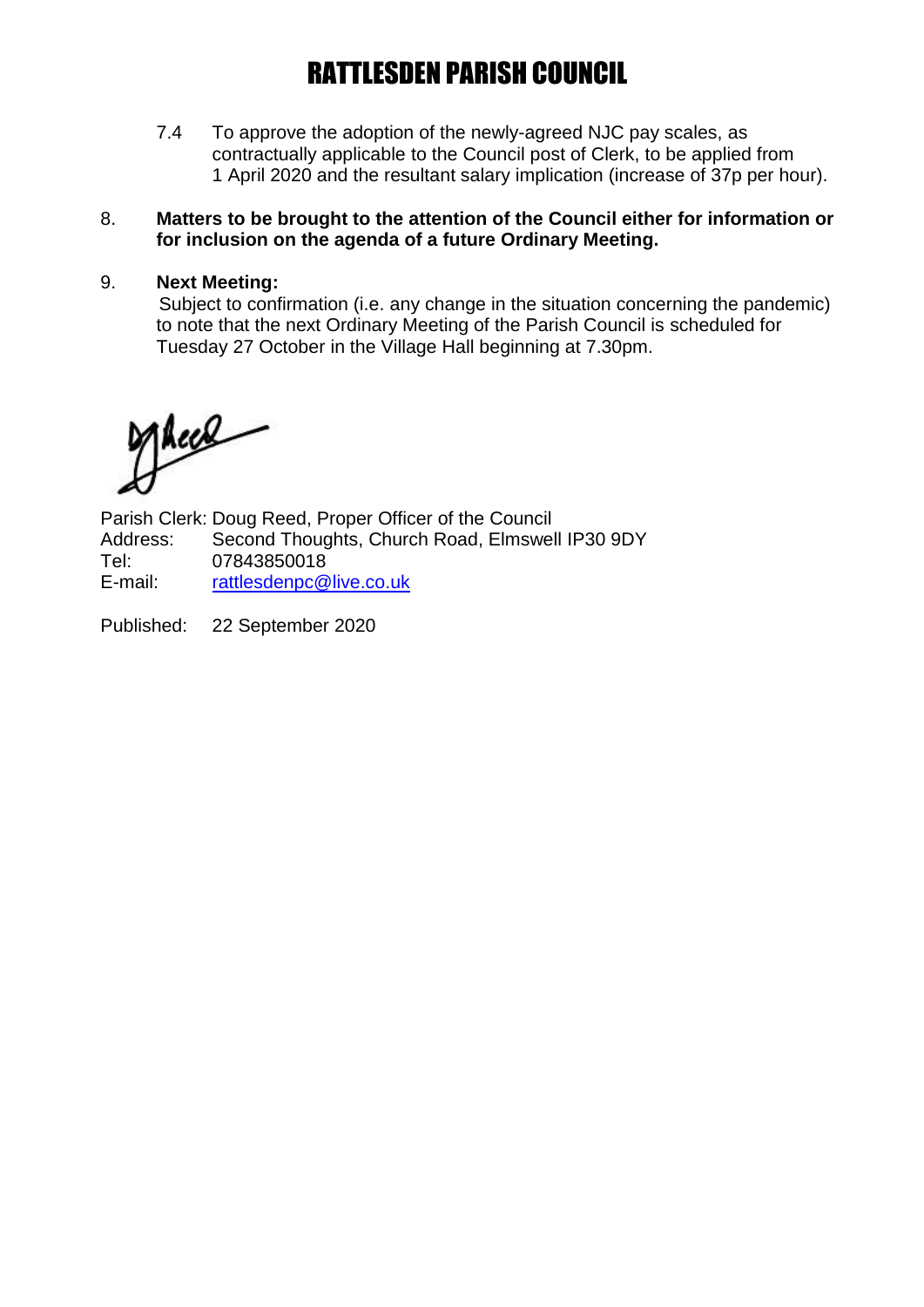# RATTLESDEN PARISH COUNCIL

7.4 To approve the adoption of the newly-agreed NJC pay scales, as contractually applicable to the Council post of Clerk, to be applied from 1 April 2020 and the resultant salary implication (increase of 37p per hour).

8. **Matters to be brought to the attention of the Council either for information or for inclusion on the agenda of a future Ordinary Meeting.**

9. **Next Meeting:**
Subject to confirmation (i.e. any change in the situation concerning the pandemic) to note that the next Ordinary Meeting of the Parish Council is scheduled for Tuesday 27 October in the Village Hall beginning at 7.30pm.

Parish Clerk: Doug Reed, Proper Officer of the Council
Address: Second Thoughts, Church Road, Elmswell IP30 9DY
Tel: 07843850018
E-mail: rattlesdenpc@live.co.uk

Published: 22 September 2020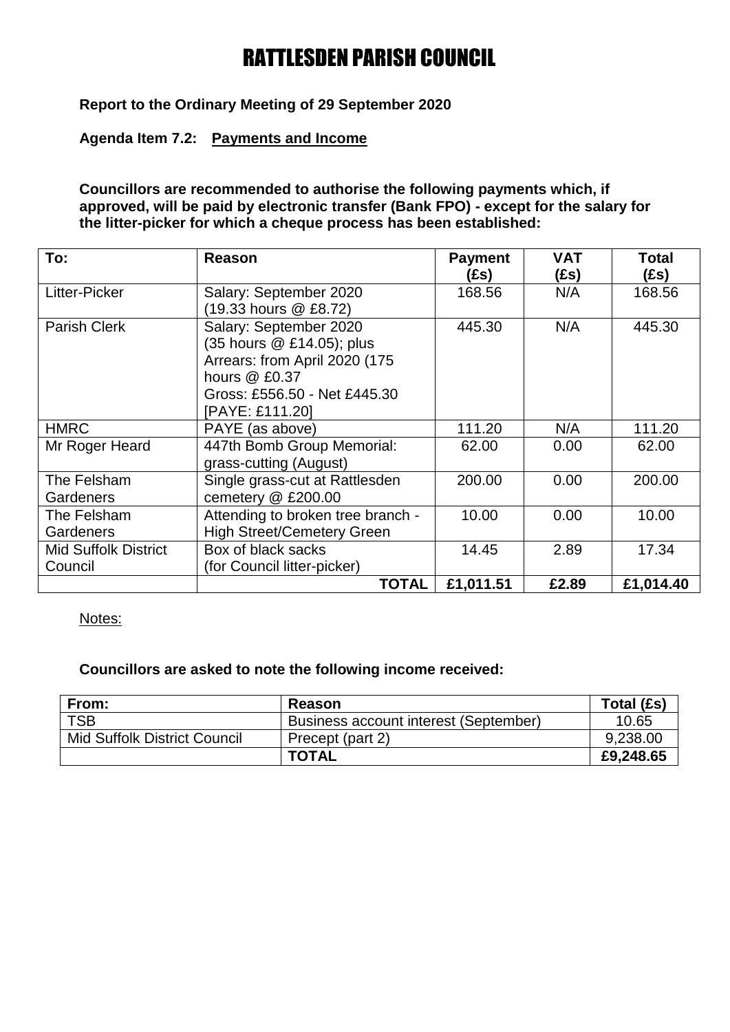# RATTLESDEN PARISH COUNCIL

**Report to the Ordinary Meeting of 29 September 2020**

**Agenda Item 7.2: <u>Payments and Income</u>**

**Councillors are recommended to authorise the following payments which, if approved, will be paid by electronic transfer (Bank FPO) - except for the salary for the litter-picker for which a cheque process has been established:**

| To: | Reason | Payment (£s) | VAT (£s) | Total (£s) |
|---|---|---|---|---|
| Litter-Picker | Salary: September 2020 (19.33 hours @ £8.72) | 168.56 | N/A | 168.56 |
| Parish Clerk | Salary: September 2020 (35 hours @ £14.05); plus Arrears: from April 2020 (175 hours @ £0.37 Gross: £556.50 - Net £445.30 [PAYE: £111.20] | 445.30 | N/A | 445.30 |
| HMRC | PAYE (as above) | 111.20 | N/A | 111.20 |
| Mr Roger Heard | 447th Bomb Group Memorial: grass-cutting (August) | 62.00 | 0.00 | 62.00 |
| The Felsham Gardeners | Single grass-cut at Rattlesden cemetery @ £200.00 | 200.00 | 0.00 | 200.00 |
| The Felsham Gardeners | Attending to broken tree branch - High Street/Cemetery Green | 10.00 | 0.00 | 10.00 |
| Mid Suffolk District Council | Box of black sacks (for Council litter-picker) | 14.45 | 2.89 | 17.34 |
| | **TOTAL** | **£1,011.51** | **£2.89** | **£1,014.40** |

<u>Notes:</u>

**Councillors are asked to note the following income received:**

| From: | Reason | Total (£s) |
|---|---|---|
| TSB | Business account interest (September) | 10.65 |
| Mid Suffolk District Council | Precept (part 2) | 9,238.00 |
| | **TOTAL** | **£9,248.65** |